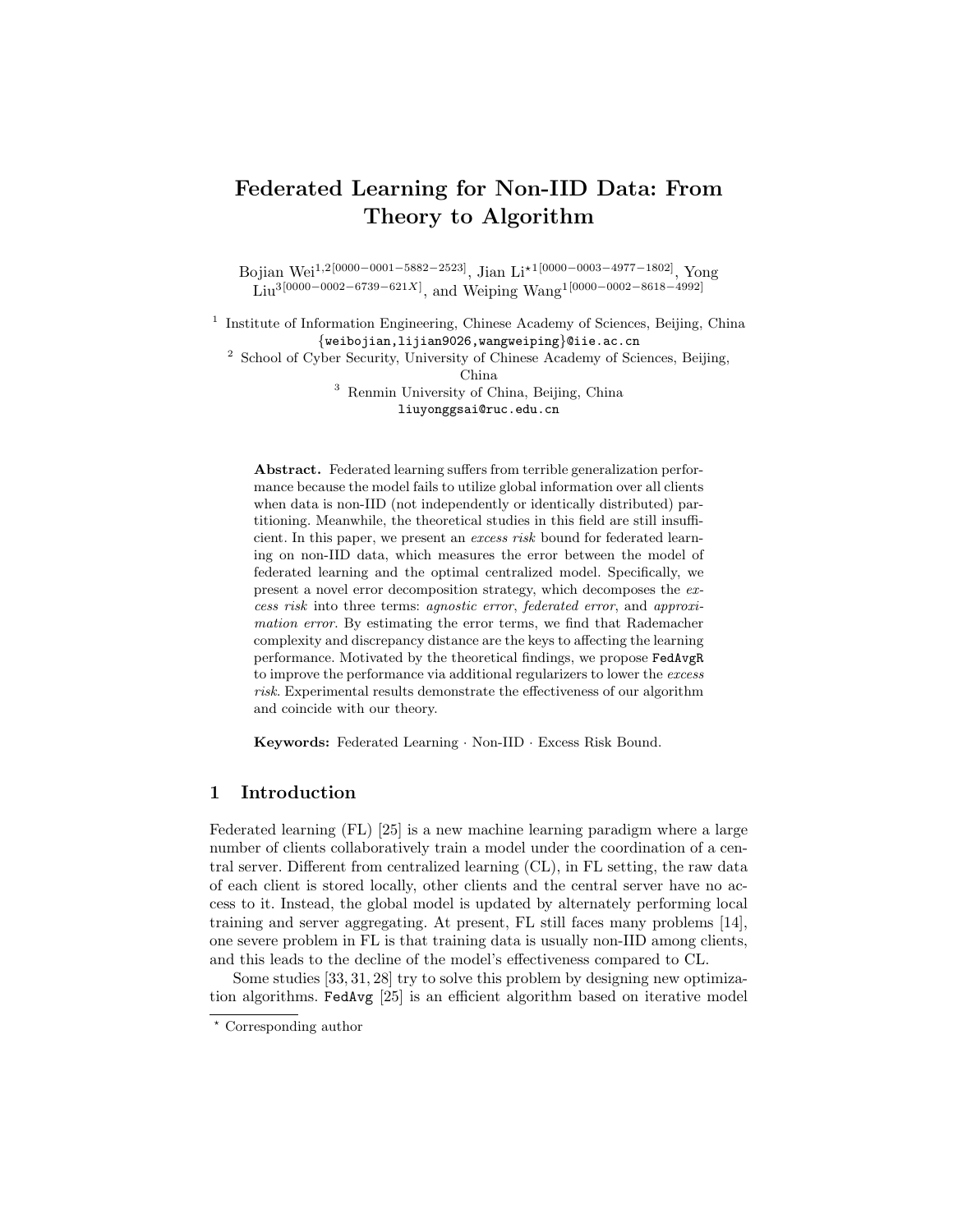# Federated Learning for Non-IID Data: From Theory to Algorithm

Bojian Wei[1,2][0000−0001−5882−2523], Jian Li*[1][0000−0003−4977−1802], Yong Liu[3][0000−0002−6739−621X], and Weiping Wang[1][0000−0002−8618−4992]

[1] Institute of Information Engineering, Chinese Academy of Sciences, Beijing, China
{weibojian,lijian9026,wangweiping}@iie.ac.cn

[2] School of Cyber Security, University of Chinese Academy of Sciences, Beijing, China

[3] Renmin University of China, Beijing, China
liuyonggsai@ruc.edu.cn

**Abstract.** Federated learning suffers from terrible generalization performance because the model fails to utilize global information over all clients when data is non-IID (not independently or identically distributed) partitioning. Meanwhile, the theoretical studies in this field are still insufficient. In this paper, we present an *excess risk* bound for federated learning on non-IID data, which measures the error between the model of federated learning and the optimal centralized model. Specifically, we present a novel error decomposition strategy, which decomposes the *excess risk* into three terms: *agnostic error*, *federated error*, and *approximation error*. By estimating the error terms, we find that Rademacher complexity and discrepancy distance are the keys to affecting the learning performance. Motivated by the theoretical findings, we propose FedAvgR to improve the performance via additional regularizers to lower the *excess risk*. Experimental results demonstrate the effectiveness of our algorithm and coincide with our theory.

**Keywords:** Federated Learning · Non-IID · Excess Risk Bound.

## 1 Introduction

Federated learning (FL) [25] is a new machine learning paradigm where a large number of clients collaboratively train a model under the coordination of a central server. Different from centralized learning (CL), in FL setting, the raw data of each client is stored locally, other clients and the central server have no access to it. Instead, the global model is updated by alternately performing local training and server aggregating. At present, FL still faces many problems [14], one severe problem in FL is that training data is usually non-IID among clients, and this leads to the decline of the model's effectiveness compared to CL.

Some studies [33, 31, 28] try to solve this problem by designing new optimization algorithms. FedAvg [25] is an efficient algorithm based on iterative model

* Corresponding author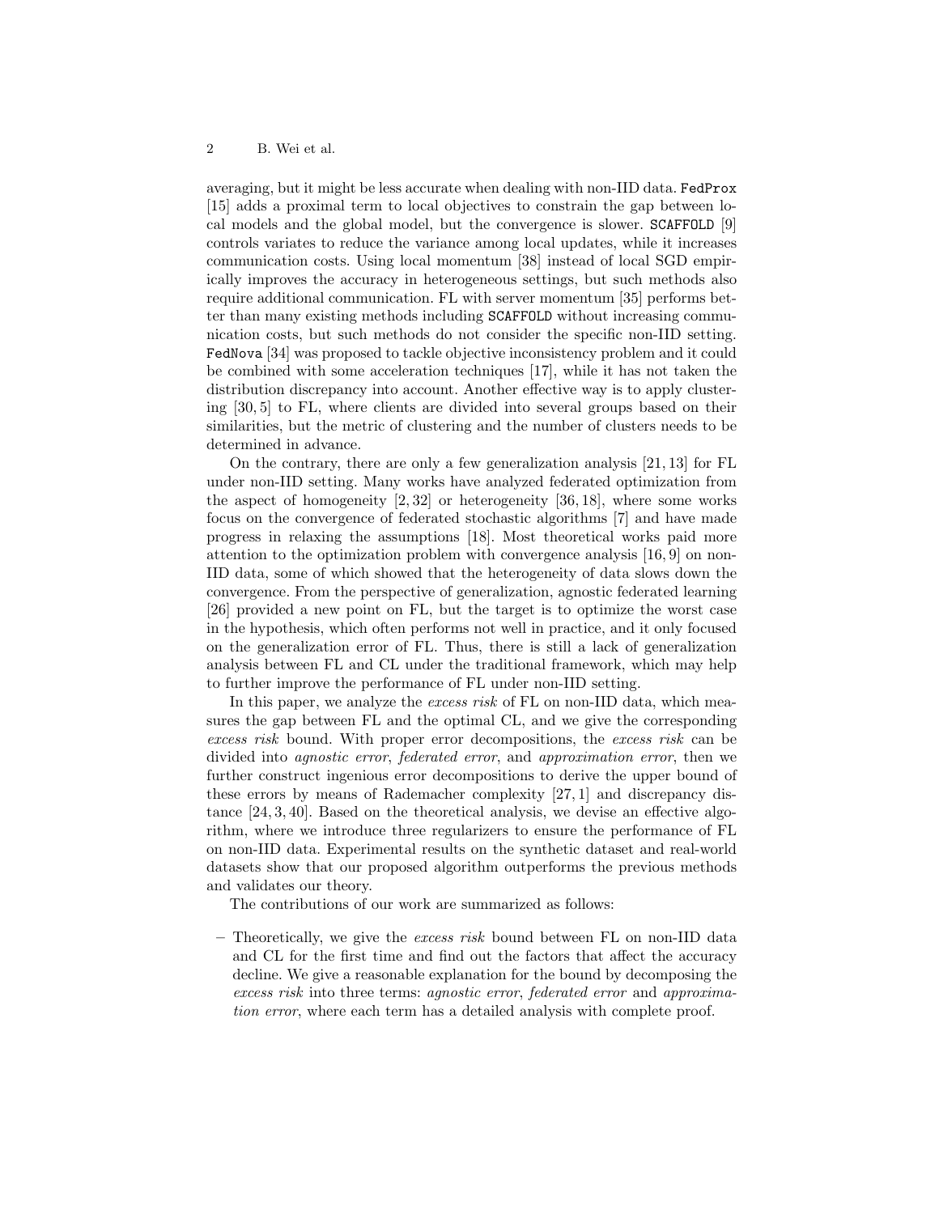averaging, but it might be less accurate when dealing with non-IID data. `FedProx` [15] adds a proximal term to local objectives to constrain the gap between local models and the global model, but the convergence is slower. `SCAFFOLD` [9] controls variates to reduce the variance among local updates, while it increases communication costs. Using local momentum [38] instead of local SGD empirically improves the accuracy in heterogeneous settings, but such methods also require additional communication. FL with server momentum [35] performs better than many existing methods including `SCAFFOLD` without increasing communication costs, but such methods do not consider the specific non-IID setting. `FedNova` [34] was proposed to tackle objective inconsistency problem and it could be combined with some acceleration techniques [17], while it has not taken the distribution discrepancy into account. Another effective way is to apply clustering [30, 5] to FL, where clients are divided into several groups based on their similarities, but the metric of clustering and the number of clusters needs to be determined in advance.

On the contrary, there are only a few generalization analysis [21, 13] for FL under non-IID setting. Many works have analyzed federated optimization from the aspect of homogeneity [2, 32] or heterogeneity [36, 18], where some works focus on the convergence of federated stochastic algorithms [7] and have made progress in relaxing the assumptions [18]. Most theoretical works paid more attention to the optimization problem with convergence analysis [16, 9] on non-IID data, some of which showed that the heterogeneity of data slows down the convergence. From the perspective of generalization, agnostic federated learning [26] provided a new point on FL, but the target is to optimize the worst case in the hypothesis, which often performs not well in practice, and it only focused on the generalization error of FL. Thus, there is still a lack of generalization analysis between FL and CL under the traditional framework, which may help to further improve the performance of FL under non-IID setting.

In this paper, we analyze the *excess risk* of FL on non-IID data, which measures the gap between FL and the optimal CL, and we give the corresponding *excess risk* bound. With proper error decompositions, the *excess risk* can be divided into *agnostic error*, *federated error*, and *approximation error*, then we further construct ingenious error decompositions to derive the upper bound of these errors by means of Rademacher complexity [27, 1] and discrepancy distance [24, 3, 40]. Based on the theoretical analysis, we devise an effective algorithm, where we introduce three regularizers to ensure the performance of FL on non-IID data. Experimental results on the synthetic dataset and real-world datasets show that our proposed algorithm outperforms the previous methods and validates our theory.

The contributions of our work are summarized as follows:

- Theoretically, we give the *excess risk* bound between FL on non-IID data and CL for the first time and find out the factors that affect the accuracy decline. We give a reasonable explanation for the bound by decomposing the *excess risk* into three terms: *agnostic error*, *federated error* and *approximation error*, where each term has a detailed analysis with complete proof.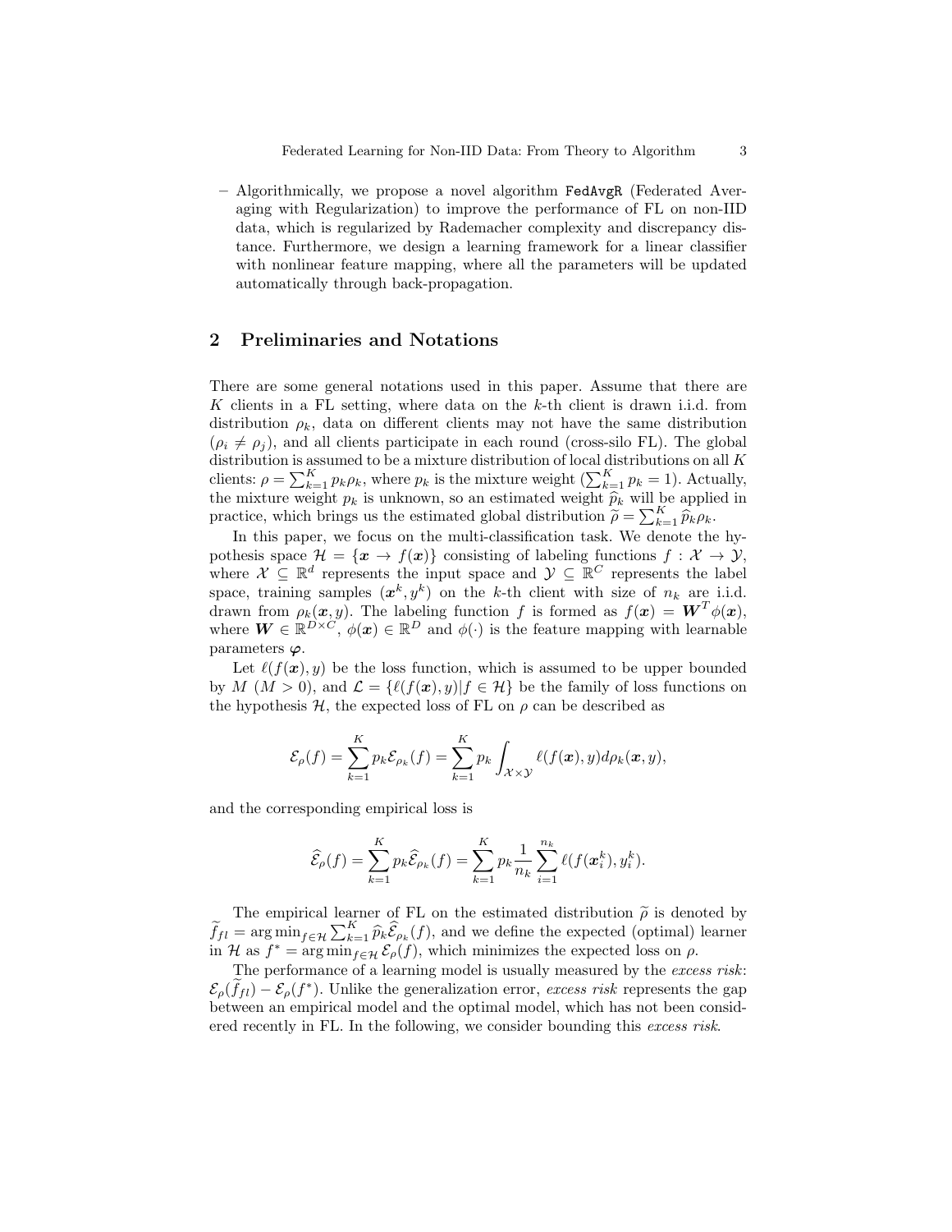– Algorithmically, we propose a novel algorithm `FedAvgR` (Federated Averaging with Regularization) to improve the performance of FL on non-IID data, which is regularized by Rademacher complexity and discrepancy distance. Furthermore, we design a learning framework for a linear classifier with nonlinear feature mapping, where all the parameters will be updated automatically through back-propagation.

## 2 Preliminaries and Notations

There are some general notations used in this paper. Assume that there are $K$ clients in a FL setting, where data on the $k$-th client is drawn i.i.d. from distribution $\rho_k$, data on different clients may not have the same distribution ($\rho_i \neq \rho_j$), and all clients participate in each round (cross-silo FL). The global distribution is assumed to be a mixture distribution of local distributions on all $K$ clients: $\rho = \sum_{k=1}^K p_k \rho_k$, where $p_k$ is the mixture weight ($\sum_{k=1}^K p_k = 1$). Actually, the mixture weight $p_k$ is unknown, so an estimated weight $\widehat{p}_k$ will be applied in practice, which brings us the estimated global distribution $\widetilde{\rho} = \sum_{k=1}^K \widehat{p}_k \rho_k$.

In this paper, we focus on the multi-classification task. We denote the hypothesis space $\mathcal{H} = \{\boldsymbol{x} \to f(\boldsymbol{x})\}$ consisting of labeling functions $f : \mathcal{X} \to \mathcal{Y}$, where $\mathcal{X} \subseteq \mathbb{R}^d$ represents the input space and $\mathcal{Y} \subseteq \mathbb{R}^C$ represents the label space, training samples $(\boldsymbol{x}^k, y^k)$ on the $k$-th client with size of $n_k$ are i.i.d. drawn from $\rho_k(\boldsymbol{x}, y)$. The labeling function $f$ is formed as $f(\boldsymbol{x}) = \boldsymbol{W}^T \phi(\boldsymbol{x})$, where $\boldsymbol{W} \in \mathbb{R}^{D \times C}$, $\phi(\boldsymbol{x}) \in \mathbb{R}^D$ and $\phi(\cdot)$ is the feature mapping with learnable parameters $\boldsymbol{\varphi}$.

Let $\ell(f(\boldsymbol{x}), y)$ be the loss function, which is assumed to be upper bounded by $M$ ($M > 0$), and $\mathcal{L} = \{\ell(f(\boldsymbol{x}), y) | f \in \mathcal{H}\}$ be the family of loss functions on the hypothesis $\mathcal{H}$, the expected loss of FL on $\rho$ can be described as

$$\mathcal{E}_\rho(f) = \sum_{k=1}^K p_k \mathcal{E}_{\rho_k}(f) = \sum_{k=1}^K p_k \int_{\mathcal{X} \times \mathcal{Y}} \ell(f(\boldsymbol{x}), y) d\rho_k(\boldsymbol{x}, y),$$

and the corresponding empirical loss is

$$\widehat{\mathcal{E}}_\rho(f) = \sum_{k=1}^K p_k \widehat{\mathcal{E}}_{\rho_k}(f) = \sum_{k=1}^K p_k \frac{1}{n_k} \sum_{i=1}^{n_k} \ell(f(\boldsymbol{x}_i^k), y_i^k).$$

The empirical learner of FL on the estimated distribution $\widetilde{\rho}$ is denoted by $\widetilde{f}_{fl} = \arg\min_{f \in \mathcal{H}} \sum_{k=1}^K \widehat{p}_k \widehat{\mathcal{E}}_{\rho_k}(f)$, and we define the expected (optimal) learner in $\mathcal{H}$ as $f^* = \arg\min_{f \in \mathcal{H}} \mathcal{E}_\rho(f)$, which minimizes the expected loss on $\rho$.

The performance of a learning model is usually measured by the *excess risk*: $\mathcal{E}_\rho(\widetilde{f}_{fl}) - \mathcal{E}_\rho(f^*)$. Unlike the generalization error, *excess risk* represents the gap between an empirical model and the optimal model, which has not been considered recently in FL. In the following, we consider bounding this *excess risk*.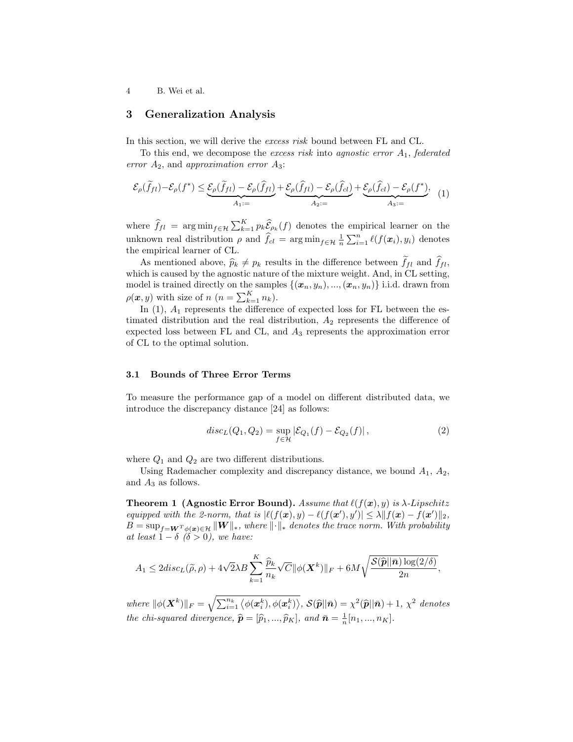## 3 Generalization Analysis

In this section, we will derive the *excess risk* bound between FL and CL.

To this end, we decompose the *excess risk* into *agnostic error* $A_1$, *federated error* $A_2$, and *approximation error* $A_3$:

$$\mathcal{E}_\rho(\widetilde{f}_{fl})-\mathcal{E}_\rho(f^*) \leq \underbrace{\mathcal{E}_\rho(\widetilde{f}_{fl}) - \mathcal{E}_\rho(\widehat{f}_{fl})}_{A_1:=} + \underbrace{\mathcal{E}_\rho(\widehat{f}_{fl}) - \mathcal{E}_\rho(\widehat{f}_{cl})}_{A_2:=} + \underbrace{\mathcal{E}_\rho(\widehat{f}_{cl}) - \mathcal{E}_\rho(f^*)}_{A_3:=}, \quad (1)$$

where $\widehat{f}_{fl} = \arg\min_{f\in\mathcal{H}} \sum_{k=1}^K p_k \widehat{\mathcal{E}}_{\rho_k}(f)$ denotes the empirical learner on the unknown real distribution $\rho$ and $\widehat{f}_{cl} = \arg\min_{f\in\mathcal{H}} \frac{1}{n}\sum_{i=1}^n \ell(f(\boldsymbol{x}_i), y_i)$ denotes the empirical learner of CL.

As mentioned above, $\widehat{p}_k \neq p_k$ results in the difference between $\widetilde{f}_{fl}$ and $\widehat{f}_{fl}$, which is caused by the agnostic nature of the mixture weight. And, in CL setting, model is trained directly on the samples $\{(\boldsymbol{x}_n, y_n), ..., (\boldsymbol{x}_n, y_n)\}$ i.i.d. drawn from $\rho(\boldsymbol{x}, y)$ with size of $n$ ($n = \sum_{k=1}^K n_k$).

In (1), $A_1$ represents the difference of expected loss for FL between the estimated distribution and the real distribution, $A_2$ represents the difference of expected loss between FL and CL, and $A_3$ represents the approximation error of CL to the optimal solution.

### 3.1 Bounds of Three Error Terms

To measure the performance gap of a model on different distributed data, we introduce the discrepancy distance [24] as follows:

$$disc_L(Q_1, Q_2) = \sup_{f\in\mathcal{H}} \left|\mathcal{E}_{Q_1}(f) - \mathcal{E}_{Q_2}(f)\right|, \quad (2)$$

where $Q_1$ and $Q_2$ are two different distributions.

Using Rademacher complexity and discrepancy distance, we bound $A_1$, $A_2$, and $A_3$ as follows.

**Theorem 1 (Agnostic Error Bound).** *Assume that $\ell(f(\boldsymbol{x}), y)$ is $\lambda$-Lipschitz equipped with the 2-norm, that is $|\ell(f(\boldsymbol{x}), y) - \ell(f(\boldsymbol{x}'), y')| \leq \lambda\|f(\boldsymbol{x}) - f(\boldsymbol{x}')\|_2$, $B = \sup_{f=\boldsymbol{W}^T\phi(\boldsymbol{x})\in\mathcal{H}} \|\boldsymbol{W}\|_*$, where $\|\cdot\|_*$ denotes the trace norm. With probability at least $1-\delta$ ($\delta > 0$), we have:*

$$A_1 \leq 2disc_L(\widetilde{\rho}, \rho) + 4\sqrt{2}\lambda B \sum_{k=1}^K \frac{\widehat{p}_k}{n_k}\sqrt{C}\|\phi(\boldsymbol{X}^k)\|_F + 6M\sqrt{\frac{\mathcal{S}(\widehat{\boldsymbol{p}}||\bar{\boldsymbol{n}})\log(2/\delta)}{2n}},$$

*where $\|\phi(\boldsymbol{X}^k)\|_F = \sqrt{\sum_{i=1}^{n_k}\langle\phi(\boldsymbol{x}_i^k), \phi(\boldsymbol{x}_i^k)\rangle}$, $\mathcal{S}(\widehat{\boldsymbol{p}}||\bar{\boldsymbol{n}}) = \chi^2(\widehat{\boldsymbol{p}}||\bar{\boldsymbol{n}}) + 1$, $\chi^2$ denotes the chi-squared divergence, $\widehat{\boldsymbol{p}} = [\widehat{p}_1, ..., \widehat{p}_K]$, and $\bar{\boldsymbol{n}} = \frac{1}{n}[n_1, ..., n_K]$.*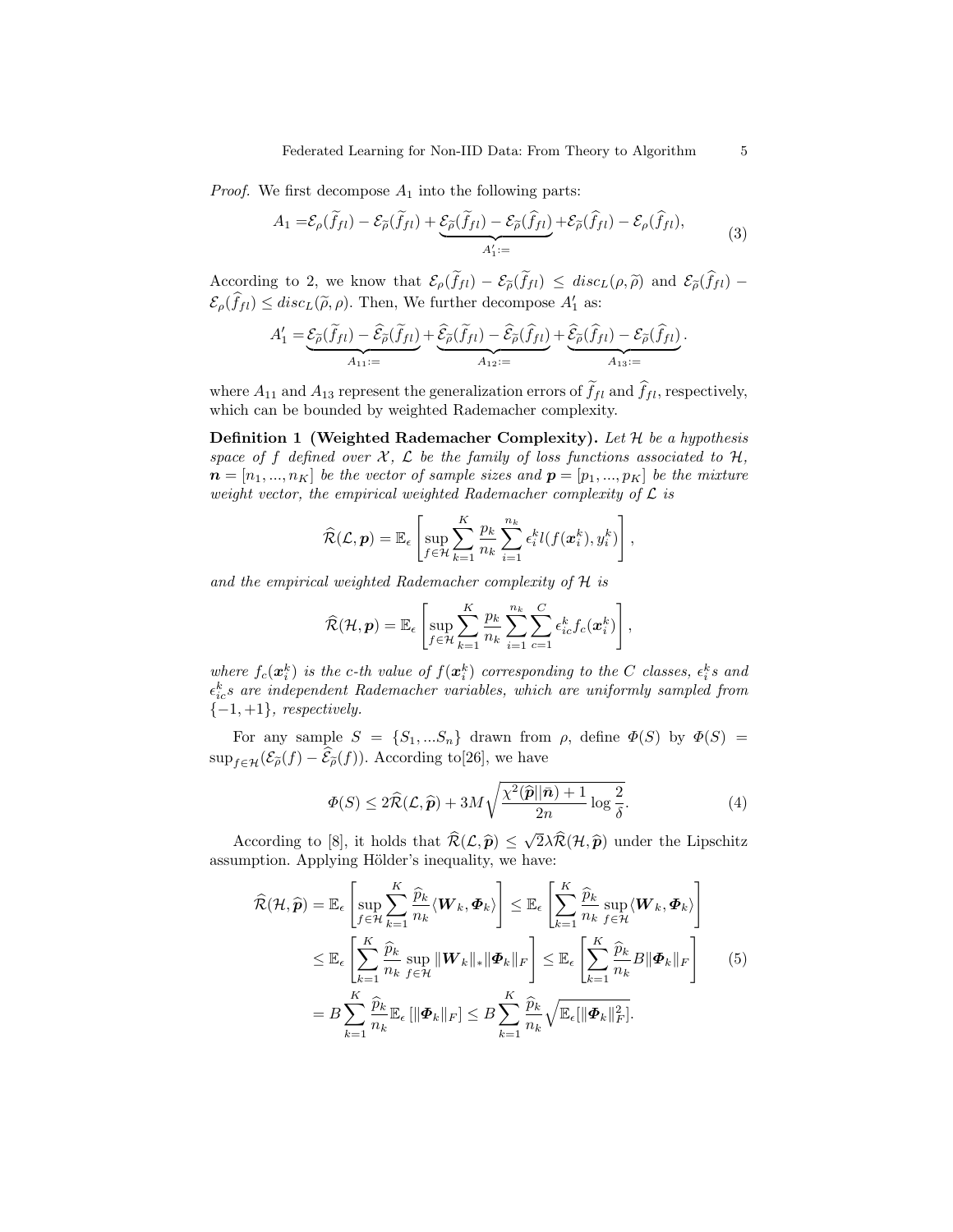*Proof.* We first decompose $A_1$ into the following parts:

$$A_1 = \mathcal{E}_\rho(\widetilde{f}_{fl}) - \mathcal{E}_{\widetilde{\rho}}(\widetilde{f}_{fl}) + \underbrace{\mathcal{E}_{\widetilde{\rho}}(\widetilde{f}_{fl}) - \mathcal{E}_{\widetilde{\rho}}(\widehat{f}_{fl})}_{A_1' :=} + \mathcal{E}_{\widetilde{\rho}}(\widehat{f}_{fl}) - \mathcal{E}_\rho(\widehat{f}_{fl}), \tag{3}$$

According to 2, we know that $\mathcal{E}_\rho(\widetilde{f}_{fl}) - \mathcal{E}_{\widetilde{\rho}}(\widetilde{f}_{fl}) \leq disc_L(\rho, \widetilde{\rho})$ and $\mathcal{E}_{\widetilde{\rho}}(\widehat{f}_{fl}) - \mathcal{E}_\rho(\widehat{f}_{fl}) \leq disc_L(\widetilde{\rho}, \rho)$. Then, We further decompose $A_1'$ as:

$$A_1' = \underbrace{\mathcal{E}_{\widetilde{\rho}}(\widetilde{f}_{fl}) - \widehat{\mathcal{E}}_{\widetilde{\rho}}(\widetilde{f}_{fl})}_{A_{11} :=} + \underbrace{\widehat{\mathcal{E}}_{\widetilde{\rho}}(\widetilde{f}_{fl}) - \widehat{\mathcal{E}}_{\widetilde{\rho}}(\widehat{f}_{fl})}_{A_{12} :=} + \underbrace{\widehat{\mathcal{E}}_{\widetilde{\rho}}(\widehat{f}_{fl}) - \mathcal{E}_{\widetilde{\rho}}(\widehat{f}_{fl})}_{A_{13} :=}.$$

where $A_{11}$ and $A_{13}$ represent the generalization errors of $\widetilde{f}_{fl}$ and $\widehat{f}_{fl}$, respectively, which can be bounded by weighted Rademacher complexity.

**Definition 1 (Weighted Rademacher Complexity).** *Let $\mathcal{H}$ be a hypothesis space of $f$ defined over $\mathcal{X}$, $\mathcal{L}$ be the family of loss functions associated to $\mathcal{H}$, $\boldsymbol{n} = [n_1, ..., n_K]$ be the vector of sample sizes and $\boldsymbol{p} = [p_1, ..., p_K]$ be the mixture weight vector, the empirical weighted Rademacher complexity of $\mathcal{L}$ is*

$$\widehat{\mathcal{R}}(\mathcal{L}, \boldsymbol{p}) = \mathbb{E}_\epsilon \left[ \sup_{f \in \mathcal{H}} \sum_{k=1}^K \frac{p_k}{n_k} \sum_{i=1}^{n_k} \epsilon_i^k l(f(\boldsymbol{x}_i^k), y_i^k) \right],$$

*and the empirical weighted Rademacher complexity of $\mathcal{H}$ is*

$$\widehat{\mathcal{R}}(\mathcal{H}, \boldsymbol{p}) = \mathbb{E}_\epsilon \left[ \sup_{f \in \mathcal{H}} \sum_{k=1}^K \frac{p_k}{n_k} \sum_{i=1}^{n_k} \sum_{c=1}^C \epsilon_{ic}^k f_c(\boldsymbol{x}_i^k) \right],$$

*where $f_c(\boldsymbol{x}_i^k)$ is the $c$-th value of $f(\boldsymbol{x}_i^k)$ corresponding to the $C$ classes, $\epsilon_i^k$s and $\epsilon_{ic}^k$s are independent Rademacher variables, which are uniformly sampled from $\{-1, +1\}$, respectively.*

For any sample $S = \{S_1, ...S_n\}$ drawn from $\rho$, define $\Phi(S)$ by $\Phi(S) = \sup_{f \in \mathcal{H}} (\mathcal{E}_{\widetilde{\rho}}(f) - \widehat{\mathcal{E}}_{\widetilde{\rho}}(f))$. According to[26], we have

$$\Phi(S) \leq 2\widehat{\mathcal{R}}(\mathcal{L}, \widehat{\boldsymbol{p}}) + 3M \sqrt{\frac{\chi^2(\widehat{\boldsymbol{p}} \| \bar{\boldsymbol{n}}) + 1}{2n} \log \frac{2}{\delta}}. \tag{4}$$

According to [8], it holds that $\widehat{\mathcal{R}}(\mathcal{L}, \widehat{\boldsymbol{p}}) \leq \sqrt{2}\lambda \widehat{\mathcal{R}}(\mathcal{H}, \widehat{\boldsymbol{p}})$ under the Lipschitz assumption. Applying Hölder's inequality, we have:

$$\begin{aligned}
\widehat{\mathcal{R}}(\mathcal{H}, \widehat{\boldsymbol{p}}) &= \mathbb{E}_\epsilon \left[ \sup_{f \in \mathcal{H}} \sum_{k=1}^K \frac{\widehat{p}_k}{n_k} \langle \boldsymbol{W}_k, \boldsymbol{\Phi}_k \rangle \right] \leq \mathbb{E}_\epsilon \left[ \sum_{k=1}^K \frac{\widehat{p}_k}{n_k} \sup_{f \in \mathcal{H}} \langle \boldsymbol{W}_k, \boldsymbol{\Phi}_k \rangle \right] \\
&\leq \mathbb{E}_\epsilon \left[ \sum_{k=1}^K \frac{\widehat{p}_k}{n_k} \sup_{f \in \mathcal{H}} \|\boldsymbol{W}_k\|_* \|\boldsymbol{\Phi}_k\|_F \right] \leq \mathbb{E}_\epsilon \left[ \sum_{k=1}^K \frac{\widehat{p}_k}{n_k} B \|\boldsymbol{\Phi}_k\|_F \right] \\
&= B \sum_{k=1}^K \frac{\widehat{p}_k}{n_k} \mathbb{E}_\epsilon \left[ \|\boldsymbol{\Phi}_k\|_F \right] \leq B \sum_{k=1}^K \frac{\widehat{p}_k}{n_k} \sqrt{\mathbb{E}_\epsilon [\|\boldsymbol{\Phi}_k\|_F^2]}.
\end{aligned} \tag{5}$$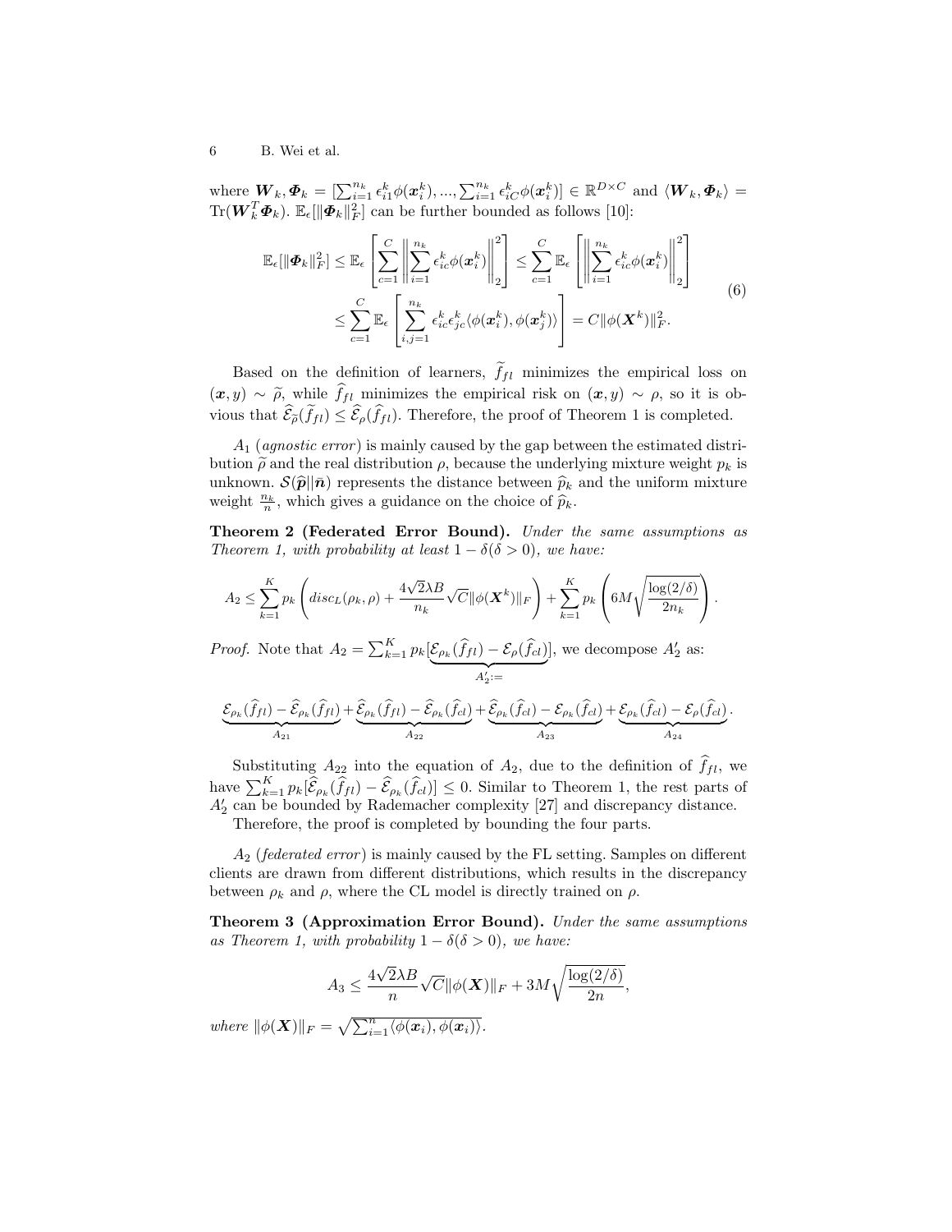where $\boldsymbol{W}_k, \boldsymbol{\Phi}_k = [\sum_{i=1}^{n_k} \epsilon_{i1}^k \phi(\boldsymbol{x}_i^k), ..., \sum_{i=1}^{n_k} \epsilon_{iC}^k \phi(\boldsymbol{x}_i^k)] \in \mathbb{R}^{D \times C}$ and $\langle \boldsymbol{W}_k, \boldsymbol{\Phi}_k \rangle = \mathrm{Tr}(\boldsymbol{W}_k^T \boldsymbol{\Phi}_k)$. $\mathbb{E}_\epsilon[\|\boldsymbol{\Phi}_k\|_F^2]$ can be further bounded as follows [10]:

$$
\begin{aligned}
\mathbb{E}_\epsilon[\|\boldsymbol{\Phi}_k\|_F^2] &\leq \mathbb{E}_\epsilon\left[\sum_{c=1}^{C}\left\|\sum_{i=1}^{n_k} \epsilon_{ic}^k \phi(\boldsymbol{x}_i^k)\right\|_2^2\right] \leq \sum_{c=1}^{C} \mathbb{E}_\epsilon\left[\left\|\sum_{i=1}^{n_k} \epsilon_{ic}^k \phi(\boldsymbol{x}_i^k)\right\|_2^2\right] \\
&\leq \sum_{c=1}^{C} \mathbb{E}_\epsilon\left[\sum_{i,j=1}^{n_k} \epsilon_{ic}^k \epsilon_{jc}^k \langle \phi(\boldsymbol{x}_i^k), \phi(\boldsymbol{x}_j^k) \rangle\right] = C\|\phi(\boldsymbol{X}^k)\|_F^2.
\end{aligned} \tag{6}
$$

Based on the definition of learners, $\widetilde{f}_{fl}$ minimizes the empirical loss on $(\boldsymbol{x}, y) \sim \widetilde{\rho}$, while $\widehat{f}_{fl}$ minimizes the empirical risk on $(\boldsymbol{x}, y) \sim \rho$, so it is obvious that $\widehat{\mathcal{E}}_{\widetilde{\rho}}(\widetilde{f}_{fl}) \leq \widehat{\mathcal{E}}_{\rho}(\widehat{f}_{fl})$. Therefore, the proof of Theorem 1 is completed.

$A_1$ (*agnostic error*) is mainly caused by the gap between the estimated distribution $\widetilde{\rho}$ and the real distribution $\rho$, because the underlying mixture weight $p_k$ is unknown. $\mathcal{S}(\widehat{\boldsymbol{p}}\|\bar{\boldsymbol{n}})$ represents the distance between $\widehat{p}_k$ and the uniform mixture weight $\frac{n_k}{n}$, which gives a guidance on the choice of $\widehat{p}_k$.

**Theorem 2 (Federated Error Bound).** *Under the same assumptions as Theorem 1, with probability at least $1 - \delta (\delta > 0)$, we have:*

$$
A_2 \leq \sum_{k=1}^{K} p_k \left( disc_L(\rho_k, \rho) + \frac{4\sqrt{2}\lambda B}{n_k} \sqrt{C} \|\phi(\boldsymbol{X}^k)\|_F \right) + \sum_{k=1}^{K} p_k \left( 6M \sqrt{\frac{\log(2/\delta)}{2n_k}} \right).
$$

*Proof.* Note that $A_2 = \sum_{k=1}^{K} p_k [\underbrace{\mathcal{E}_{\rho_k}(\widehat{f}_{fl}) - \mathcal{E}_{\rho}(\widehat{f}_{cl})}_{A_2' :=}]$, we decompose $A_2'$ as:

$$
\underbrace{\mathcal{E}_{\rho_k}(\widehat{f}_{fl}) - \widehat{\mathcal{E}}_{\rho_k}(\widehat{f}_{fl})}_{A_{21}} + \underbrace{\widehat{\mathcal{E}}_{\rho_k}(\widehat{f}_{fl}) - \widehat{\mathcal{E}}_{\rho_k}(\widehat{f}_{cl})}_{A_{22}} + \underbrace{\widehat{\mathcal{E}}_{\rho_k}(\widehat{f}_{cl}) - \mathcal{E}_{\rho_k}(\widehat{f}_{cl})}_{A_{23}} + \underbrace{\mathcal{E}_{\rho_k}(\widehat{f}_{cl}) - \mathcal{E}_{\rho}(\widehat{f}_{cl})}_{A_{24}}.
$$

Substituting $A_{22}$ into the equation of $A_2$, due to the definition of $\widehat{f}_{fl}$, we have $\sum_{k=1}^{K} p_k [\widehat{\mathcal{E}}_{\rho_k}(\widehat{f}_{fl}) - \widehat{\mathcal{E}}_{\rho_k}(\widehat{f}_{cl})] \leq 0$. Similar to Theorem 1, the rest parts of $A_2'$ can be bounded by Rademacher complexity [27] and discrepancy distance.

Therefore, the proof is completed by bounding the four parts.

$A_2$ (*federated error*) is mainly caused by the FL setting. Samples on different clients are drawn from different distributions, which results in the discrepancy between $\rho_k$ and $\rho$, where the CL model is directly trained on $\rho$.

**Theorem 3 (Approximation Error Bound).** *Under the same assumptions as Theorem 1, with probability $1 - \delta (\delta > 0)$, we have:*

$$
A_3 \leq \frac{4\sqrt{2}\lambda B}{n} \sqrt{C} \|\phi(\boldsymbol{X})\|_F + 3M \sqrt{\frac{\log(2/\delta)}{2n}},
$$

*where* $\|\phi(\boldsymbol{X})\|_F = \sqrt{\sum_{i=1}^{n} \langle \phi(\boldsymbol{x}_i), \phi(\boldsymbol{x}_i) \rangle}$.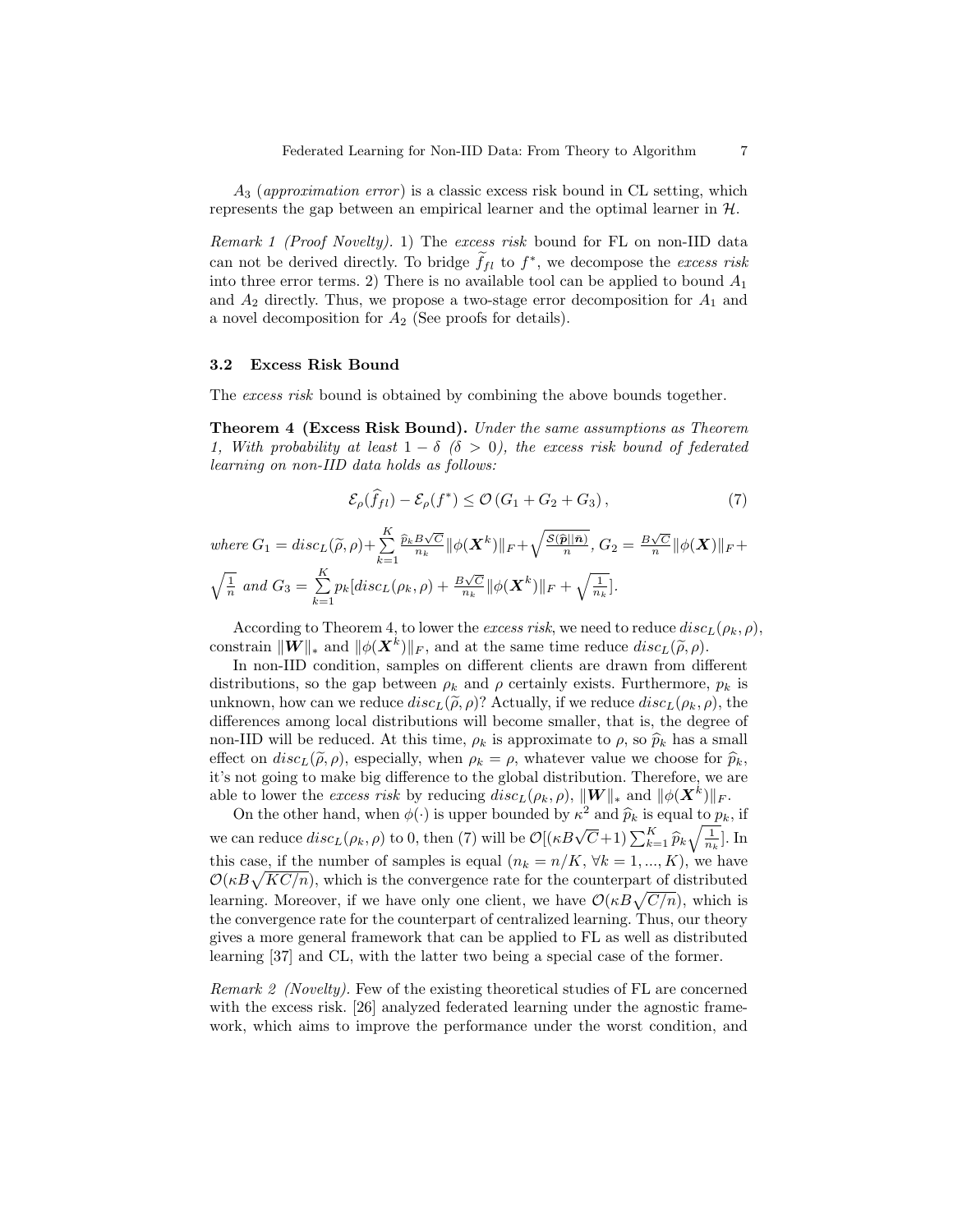$A_3$ (*approximation error*) is a classic excess risk bound in CL setting, which represents the gap between an empirical learner and the optimal learner in $\mathcal{H}$.

*Remark 1 (Proof Novelty).* 1) The *excess risk* bound for FL on non-IID data can not be derived directly. To bridge $\widetilde{f}_{fl}$ to $f^*$, we decompose the *excess risk* into three error terms. 2) There is no available tool can be applied to bound $A_1$ and $A_2$ directly. Thus, we propose a two-stage error decomposition for $A_1$ and a novel decomposition for $A_2$ (See proofs for details).

### 3.2 Excess Risk Bound

The *excess risk* bound is obtained by combining the above bounds together.

**Theorem 4 (Excess Risk Bound).** *Under the same assumptions as Theorem 1, With probability at least $1-\delta$ ($\delta > 0$), the excess risk bound of federated learning on non-IID data holds as follows:*

$$\mathcal{E}_\rho(\widehat{f}_{fl}) - \mathcal{E}_\rho(f^*) \leq \mathcal{O}\left(G_1 + G_2 + G_3\right), \tag{7}$$

*where* $G_1 = disc_L(\widetilde{\rho}, \rho) + \sum_{k=1}^{K} \frac{\widehat{p}_k B\sqrt{C}}{n_k} \|\phi(\boldsymbol{X}^k)\|_F + \sqrt{\frac{S(\widehat{\boldsymbol{p}}\|\bar{\boldsymbol{n}})}{n}}$, $G_2 = \frac{B\sqrt{C}}{n}\|\phi(\boldsymbol{X})\|_F + \sqrt{\frac{1}{n}}$ *and* $G_3 = \sum_{k=1}^{K} p_k [disc_L(\rho_k, \rho) + \frac{B\sqrt{C}}{n_k}\|\phi(\boldsymbol{X}^k)\|_F + \sqrt{\frac{1}{n_k}}]$.

According to Theorem 4, to lower the *excess risk*, we need to reduce $disc_L(\rho_k, \rho)$, constrain $\|\boldsymbol{W}\|_*$ and $\|\phi(\boldsymbol{X}^k)\|_F$, and at the same time reduce $disc_L(\widetilde{\rho}, \rho)$.

In non-IID condition, samples on different clients are drawn from different distributions, so the gap between $\rho_k$ and $\rho$ certainly exists. Furthermore, $p_k$ is unknown, how can we reduce $disc_L(\widetilde{\rho}, \rho)$? Actually, if we reduce $disc_L(\rho_k, \rho)$, the differences among local distributions will become smaller, that is, the degree of non-IID will be reduced. At this time, $\rho_k$ is approximate to $\rho$, so $\widehat{p}_k$ has a small effect on $disc_L(\widetilde{\rho}, \rho)$, especially, when $\rho_k = \rho$, whatever value we choose for $\widehat{p}_k$, it's not going to make big difference to the global distribution. Therefore, we are able to lower the *excess risk* by reducing $disc_L(\rho_k, \rho)$, $\|\boldsymbol{W}\|_*$ and $\|\phi(\boldsymbol{X}^k)\|_F$.

On the other hand, when $\phi(\cdot)$ is upper bounded by $\kappa^2$ and $\widehat{p}_k$ is equal to $p_k$, if we can reduce $disc_L(\rho_k, \rho)$ to 0, then (7) will be $\mathcal{O}[(\kappa B\sqrt{C}+1)\sum_{k=1}^{K} \widehat{p}_k \sqrt{\frac{1}{n_k}}]$. In this case, if the number of samples is equal ($n_k = n/K$, $\forall k = 1, ..., K$), we have $\mathcal{O}(\kappa B\sqrt{KC/n})$, which is the convergence rate for the counterpart of distributed learning. Moreover, if we have only one client, we have $\mathcal{O}(\kappa B\sqrt{C/n})$, which is the convergence rate for the counterpart of centralized learning. Thus, our theory gives a more general framework that can be applied to FL as well as distributed learning [37] and CL, with the latter two being a special case of the former.

*Remark 2 (Novelty).* Few of the existing theoretical studies of FL are concerned with the excess risk. [26] analyzed federated learning under the agnostic framework, which aims to improve the performance under the worst condition, and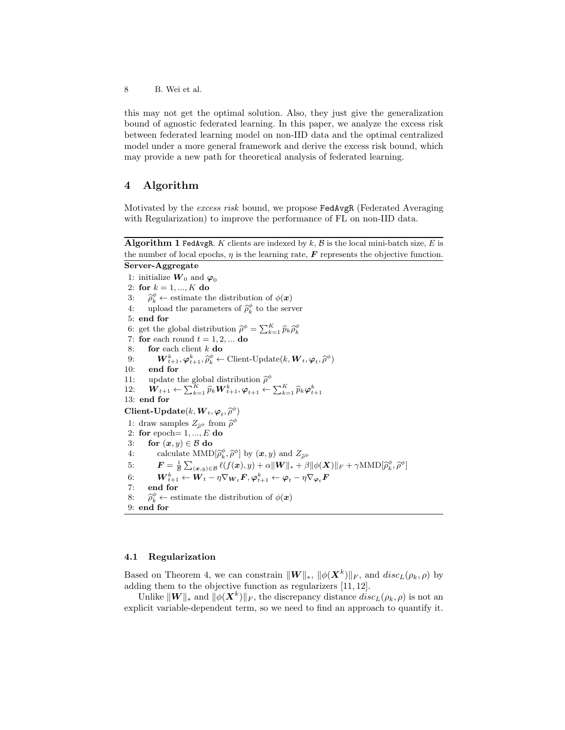this may not get the optimal solution. Also, they just give the generalization bound of agnostic federated learning. In this paper, we analyze the excess risk between federated learning model on non-IID data and the optimal centralized model under a more general framework and derive the excess risk bound, which may provide a new path for theoretical analysis of federated learning.

## 4 Algorithm

Motivated by the *excess risk* bound, we propose `FedAvgR` (Federated Averaging with Regularization) to improve the performance of FL on non-IID data.

**Algorithm 1** `FedAvgR`. $K$ clients are indexed by $k$, $\mathcal{B}$ is the local mini-batch size, $E$ is the number of local epochs, $\eta$ is the learning rate, $\boldsymbol{F}$ represents the objective function.

**Server-Aggregate**

1: initialize $\boldsymbol{W}_0$ and $\boldsymbol{\varphi}_0$
2: **for** $k = 1, ..., K$ **do**
3: $\quad \widehat{\rho}_k^{\phi} \leftarrow$ estimate the distribution of $\phi(\boldsymbol{x})$
4: $\quad$ upload the parameters of $\widehat{\rho}_k^{\phi}$ to the server
5: **end for**
6: get the global distribution $\widehat{\rho}^{\phi} = \sum_{k=1}^{K} \widehat{p}_k \widehat{\rho}_k^{\phi}$
7: **for** each round $t = 1, 2, ...$ **do**
8: $\quad$ **for** each client $k$ **do**
9: $\quad\quad \boldsymbol{W}_{t+1}^k, \boldsymbol{\varphi}_{t+1}^k, \widehat{\rho}_k^{\phi} \leftarrow$ Client-Update$(k, \boldsymbol{W}_t, \boldsymbol{\varphi}_t, \widehat{\rho}^{\phi})$
10: $\quad$ **end for**
11: $\quad$ update the global distribution $\widehat{\rho}^{\phi}$
12: $\quad \boldsymbol{W}_{t+1} \leftarrow \sum_{k=1}^{K} \widehat{p}_k \boldsymbol{W}_{t+1}^k, \boldsymbol{\varphi}_{t+1} \leftarrow \sum_{k=1}^{K} \widehat{p}_k \boldsymbol{\varphi}_{t+1}^k$
13: **end for**

**Client-Update**$(k, \boldsymbol{W}_t, \boldsymbol{\varphi}_t, \widehat{\rho}^{\phi})$

1: draw samples $Z_{\widehat{\rho}^{\phi}}$ from $\widehat{\rho}^{\phi}$
2: **for** epoch$= 1, ..., E$ **do**
3: $\quad$ **for** $(\boldsymbol{x}, y) \in \mathcal{B}$ **do**
4: $\quad\quad$ calculate $\mathrm{MMD}[\widehat{\rho}_k^{\phi}, \widehat{\rho}^{\phi}]$ by $(\boldsymbol{x}, y)$ and $Z_{\widehat{\rho}^{\phi}}$
5: $\quad\quad \boldsymbol{F} = \frac{1}{\mathcal{B}} \sum_{(\boldsymbol{x}, y) \in \mathcal{B}} \ell(f(\boldsymbol{x}), y) + \alpha \|\boldsymbol{W}\|_* + \beta \|\phi(\boldsymbol{X})\|_F + \gamma \mathrm{MMD}[\widehat{\rho}_k^{\phi}, \widehat{\rho}^{\phi}]$
6: $\quad\quad \boldsymbol{W}_{t+1}^k \leftarrow \boldsymbol{W}_t - \eta \nabla_{\boldsymbol{W}_t} \boldsymbol{F}, \boldsymbol{\varphi}_{t+1}^k \leftarrow \boldsymbol{\varphi}_t - \eta \nabla_{\boldsymbol{\varphi}_t} \boldsymbol{F}$
7: $\quad$ **end for**
8: $\quad \widehat{\rho}_k^{\phi} \leftarrow$ estimate the distribution of $\phi(\boldsymbol{x})$
9: **end for**

### 4.1 Regularization

Based on Theorem 4, we can constrain $\|\boldsymbol{W}\|_*$, $\|\phi(\boldsymbol{X}^k)\|_F$, and $disc_L(\rho_k, \rho)$ by adding them to the objective function as regularizers [11, 12].

Unlike $\|\boldsymbol{W}\|_*$ and $\|\phi(\boldsymbol{X}^k)\|_F$, the discrepancy distance $disc_L(\rho_k, \rho)$ is not an explicit variable-dependent term, so we need to find an approach to quantify it.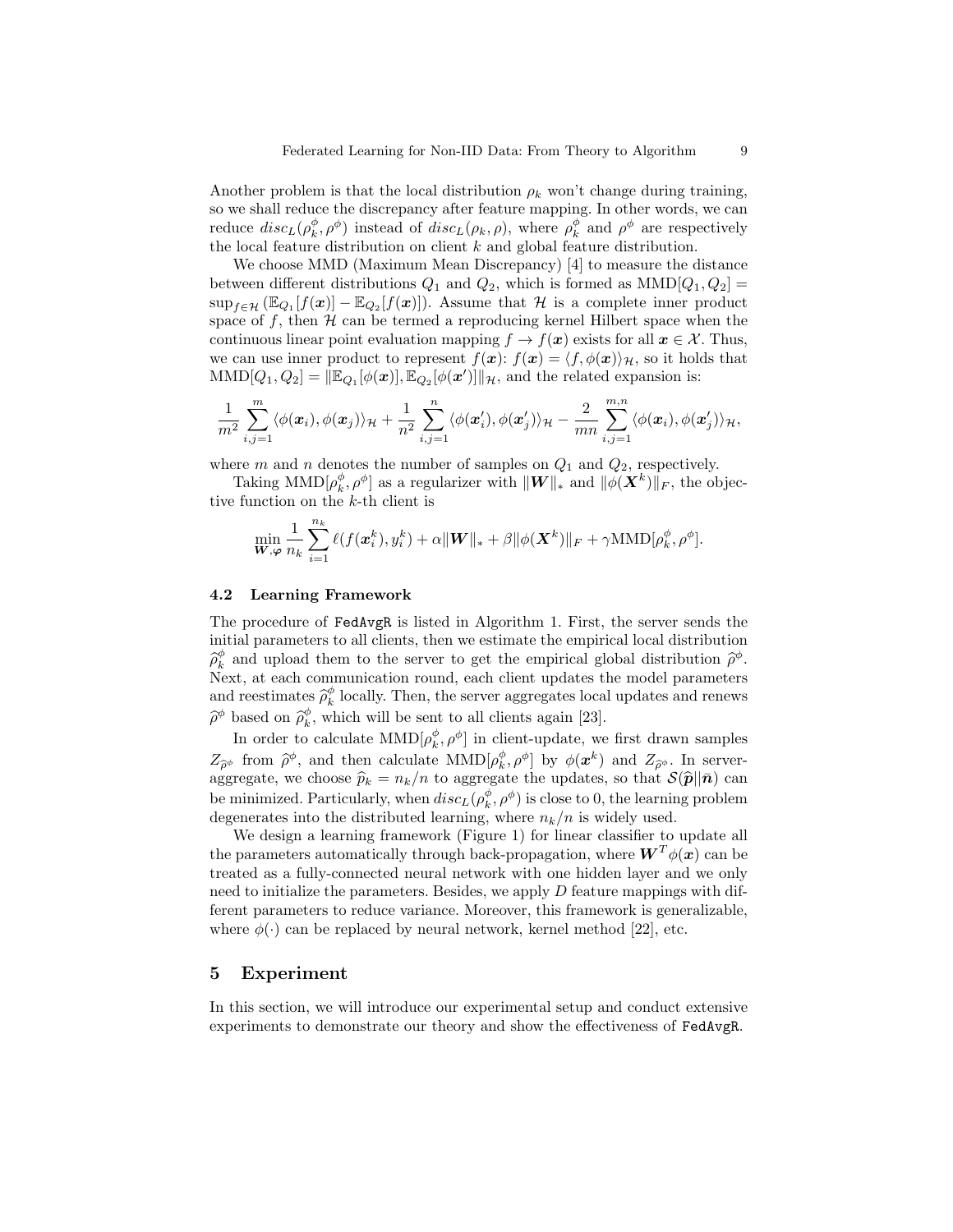Another problem is that the local distribution $\rho_k$ won't change during training, so we shall reduce the discrepancy after feature mapping. In other words, we can reduce $disc_L(\rho_k^\phi, \rho^\phi)$ instead of $disc_L(\rho_k, \rho)$, where $\rho_k^\phi$ and $\rho^\phi$ are respectively the local feature distribution on client $k$ and global feature distribution.

We choose MMD (Maximum Mean Discrepancy) [4] to measure the distance between different distributions $Q_1$ and $Q_2$, which is formed as $\mathrm{MMD}[Q_1, Q_2] = \sup_{f \in \mathcal{H}} \left( \mathbb{E}_{Q_1}[f(\boldsymbol{x})] - \mathbb{E}_{Q_2}[f(\boldsymbol{x})] \right)$. Assume that $\mathcal{H}$ is a complete inner product space of $f$, then $\mathcal{H}$ can be termed a reproducing kernel Hilbert space when the continuous linear point evaluation mapping $f \to f(\boldsymbol{x})$ exists for all $\boldsymbol{x} \in \mathcal{X}$. Thus, we can use inner product to represent $f(\boldsymbol{x})$: $f(\boldsymbol{x}) = \langle f, \phi(\boldsymbol{x}) \rangle_{\mathcal{H}}$, so it holds that $\mathrm{MMD}[Q_1, Q_2] = \| \mathbb{E}_{Q_1}[\phi(\boldsymbol{x})], \mathbb{E}_{Q_2}[\phi(\boldsymbol{x}')] \|_{\mathcal{H}}$, and the related expansion is:

$$\frac{1}{m^2} \sum_{i,j=1}^{m} \langle \phi(\boldsymbol{x}_i), \phi(\boldsymbol{x}_j) \rangle_{\mathcal{H}} + \frac{1}{n^2} \sum_{i,j=1}^{n} \langle \phi(\boldsymbol{x}_i'), \phi(\boldsymbol{x}_j') \rangle_{\mathcal{H}} - \frac{2}{mn} \sum_{i,j=1}^{m,n} \langle \phi(\boldsymbol{x}_i), \phi(\boldsymbol{x}_j') \rangle_{\mathcal{H}},$$

where $m$ and $n$ denotes the number of samples on $Q_1$ and $Q_2$, respectively.

Taking $\mathrm{MMD}[\rho_k^\phi, \rho^\phi]$ as a regularizer with $\|\boldsymbol{W}\|_*$ and $\|\phi(\boldsymbol{X}^k)\|_F$, the objective function on the $k$-th client is

$$\min_{\boldsymbol{W}, \boldsymbol{\varphi}} \frac{1}{n_k} \sum_{i=1}^{n_k} \ell(f(\boldsymbol{x}_i^k), y_i^k) + \alpha \|\boldsymbol{W}\|_* + \beta \|\phi(\boldsymbol{X}^k)\|_F + \gamma \mathrm{MMD}[\rho_k^\phi, \rho^\phi].$$

### 4.2 Learning Framework

The procedure of `FedAvgR` is listed in Algorithm 1. First, the server sends the initial parameters to all clients, then we estimate the empirical local distribution $\widehat{\rho}_k^\phi$ and upload them to the server to get the empirical global distribution $\widehat{\rho}^\phi$. Next, at each communication round, each client updates the model parameters and reestimates $\widehat{\rho}_k^\phi$ locally. Then, the server aggregates local updates and renews $\widehat{\rho}^\phi$ based on $\widehat{\rho}_k^\phi$, which will be sent to all clients again [23].

In order to calculate $\mathrm{MMD}[\rho_k^\phi, \rho^\phi]$ in client-update, we first drawn samples $Z_{\widehat{\rho}^\phi}$ from $\widehat{\rho}^\phi$, and then calculate $\mathrm{MMD}[\rho_k^\phi, \rho^\phi]$ by $\phi(\boldsymbol{x}^k)$ and $Z_{\widehat{\rho}^\phi}$. In server-aggregate, we choose $\widehat{p}_k = n_k/n$ to aggregate the updates, so that $\mathcal{S}(\widehat{\boldsymbol{p}}\|\bar{\boldsymbol{n}})$ can be minimized. Particularly, when $disc_L(\rho_k^\phi, \rho^\phi)$ is close to 0, the learning problem degenerates into the distributed learning, where $n_k/n$ is widely used.

We design a learning framework (Figure 1) for linear classifier to update all the parameters automatically through back-propagation, where $\boldsymbol{W}^T\phi(\boldsymbol{x})$ can be treated as a fully-connected neural network with one hidden layer and we only need to initialize the parameters. Besides, we apply $D$ feature mappings with different parameters to reduce variance. Moreover, this framework is generalizable, where $\phi(\cdot)$ can be replaced by neural network, kernel method [22], etc.

## 5 Experiment

In this section, we will introduce our experimental setup and conduct extensive experiments to demonstrate our theory and show the effectiveness of `FedAvgR`.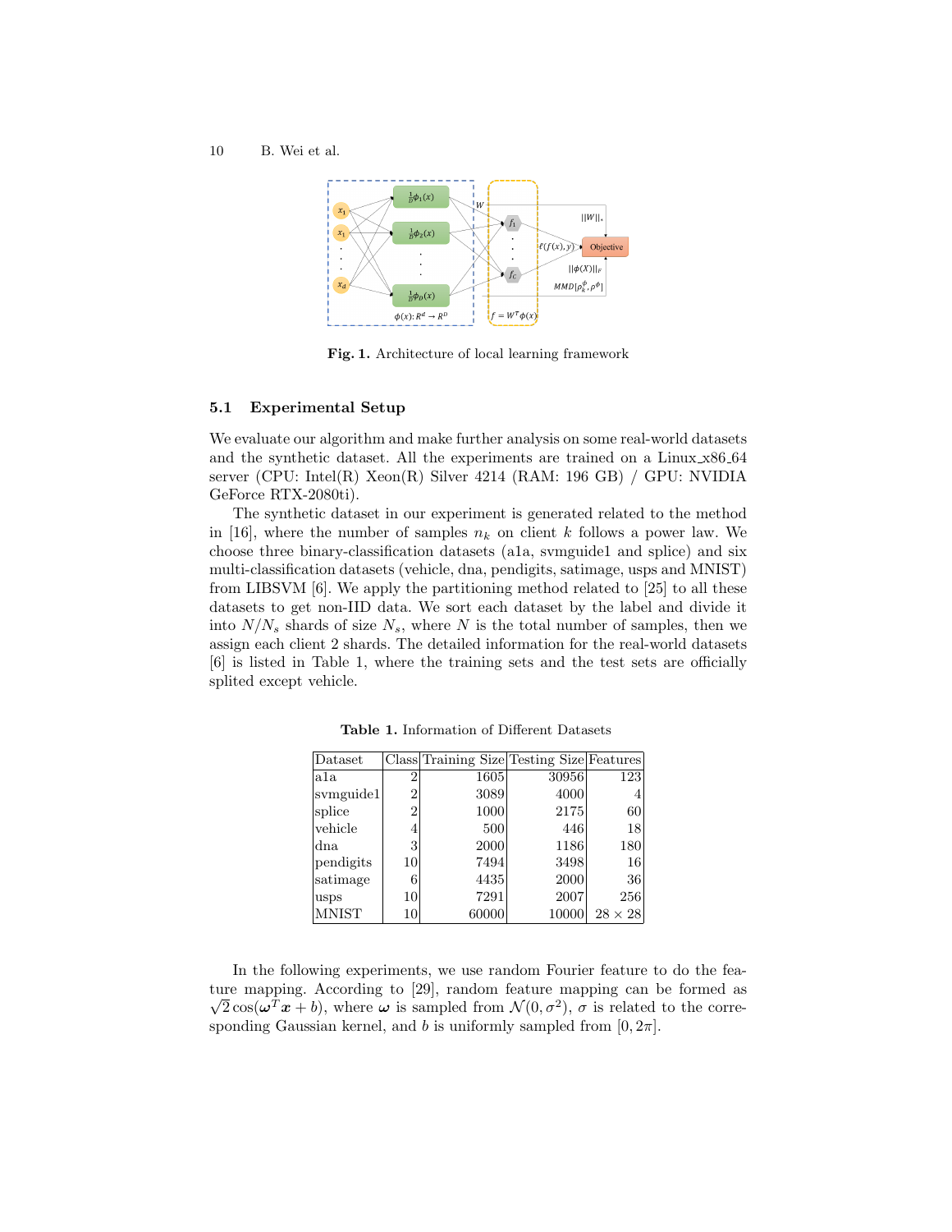Fig. 1. Architecture of local learning framework

### 5.1 Experimental Setup

We evaluate our algorithm and make further analysis on some real-world datasets and the synthetic dataset. All the experiments are trained on a Linux_x86_64 server (CPU: Intel(R) Xeon(R) Silver 4214 (RAM: 196 GB) / GPU: NVIDIA GeForce RTX-2080ti).

The synthetic dataset in our experiment is generated related to the method in [16], where the number of samples $n_k$ on client $k$ follows a power law. We choose three binary-classification datasets (a1a, svmguide1 and splice) and six multi-classification datasets (vehicle, dna, pendigits, satimage, usps and MNIST) from LIBSVM [6]. We apply the partitioning method related to [25] to all these datasets to get non-IID data. We sort each dataset by the label and divide it into $N/N_s$ shards of size $N_s$, where $N$ is the total number of samples, then we assign each client 2 shards. The detailed information for the real-world datasets [6] is listed in Table 1, where the training sets and the test sets are officially splited except vehicle.

**Table 1.** Information of Different Datasets

| Dataset | Class | Training Size | Testing Size | Features |
|---|---|---|---|---|
| a1a | 2 | 1605 | 30956 | 123 |
| svmguide1 | 2 | 3089 | 4000 | 4 |
| splice | 2 | 1000 | 2175 | 60 |
| vehicle | 4 | 500 | 446 | 18 |
| dna | 3 | 2000 | 1186 | 180 |
| pendigits | 10 | 7494 | 3498 | 16 |
| satimage | 6 | 4435 | 2000 | 36 |
| usps | 10 | 7291 | 2007 | 256 |
| MNIST | 10 | 60000 | 10000 | $28 \times 28$ |

In the following experiments, we use random Fourier feature to do the feature mapping. According to [29], random feature mapping can be formed as $\sqrt{2}\cos(\boldsymbol{\omega}^T\boldsymbol{x} + b)$, where $\boldsymbol{\omega}$ is sampled from $\mathcal{N}(0, \sigma^2)$, $\sigma$ is related to the corresponding Gaussian kernel, and $b$ is uniformly sampled from $[0, 2\pi]$.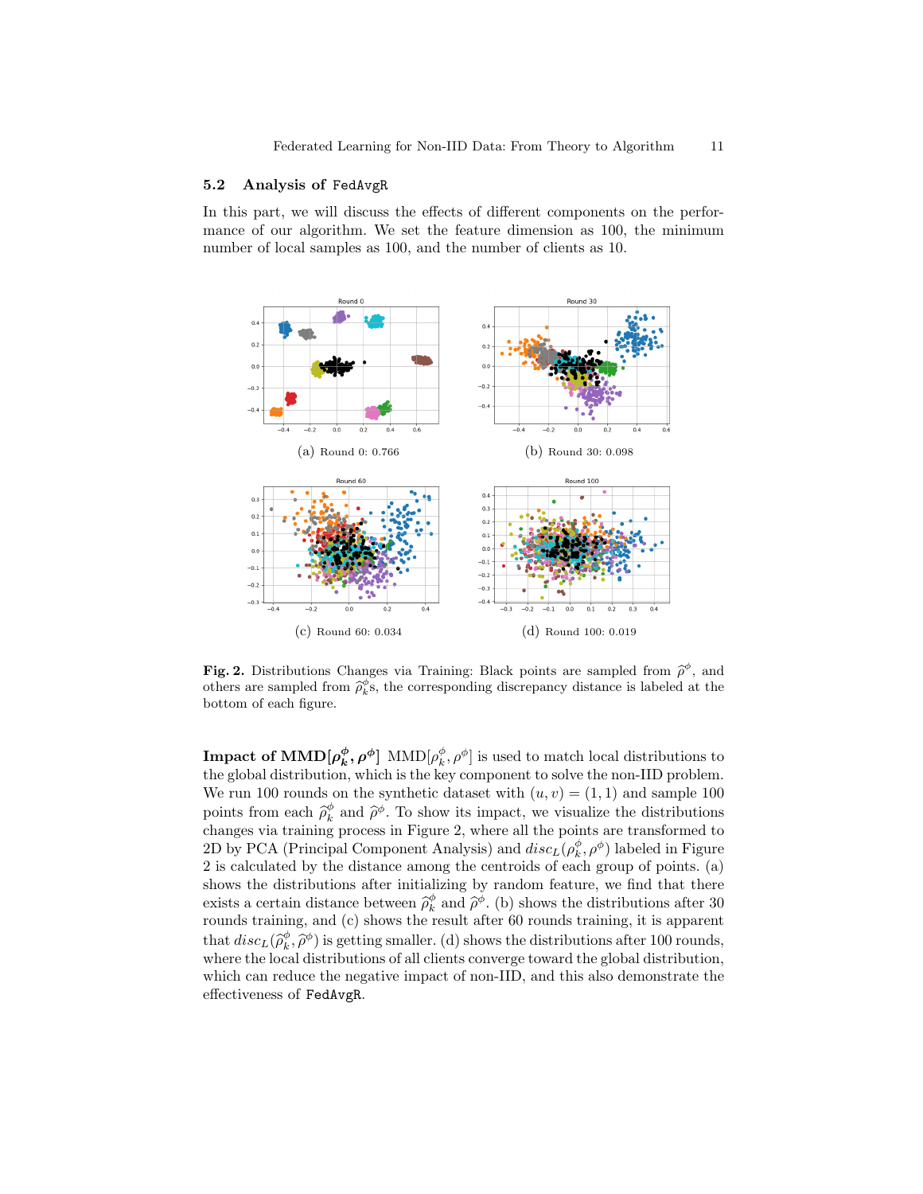### 5.2 Analysis of FedAvgR

In this part, we will discuss the effects of different components on the performance of our algorithm. We set the feature dimension as 100, the minimum number of local samples as 100, and the number of clients as 10.

(a) Round 0: 0.766

(b) Round 30: 0.098

(c) Round 60: 0.034

(d) Round 100: 0.019

**Fig. 2.** Distributions Changes via Training: Black points are sampled from $\widehat{\rho}^{\phi}$, and others are sampled from $\widehat{\rho}_k^{\phi}$s, the corresponding discrepancy distance is labeled at the bottom of each figure.

**Impact of MMD$[\rho_k^{\phi}, \rho^{\phi}]$** MMD$[\rho_k^{\phi}, \rho^{\phi}]$ is used to match local distributions to the global distribution, which is the key component to solve the non-IID problem. We run 100 rounds on the synthetic dataset with $(u, v) = (1, 1)$ and sample 100 points from each $\widehat{\rho}_k^{\phi}$ and $\widehat{\rho}^{\phi}$. To show its impact, we visualize the distributions changes via training process in Figure 2, where all the points are transformed to 2D by PCA (Principal Component Analysis) and $disc_L(\rho_k^{\phi}, \rho^{\phi})$ labeled in Figure 2 is calculated by the distance among the centroids of each group of points. (a) shows the distributions after initializing by random feature, we find that there exists a certain distance between $\widehat{\rho}_k^{\phi}$ and $\widehat{\rho}^{\phi}$. (b) shows the distributions after 30 rounds training, and (c) shows the result after 60 rounds training, it is apparent that $disc_L(\widehat{\rho}_k^{\phi}, \widehat{\rho}^{\phi})$ is getting smaller. (d) shows the distributions after 100 rounds, where the local distributions of all clients converge toward the global distribution, which can reduce the negative impact of non-IID, and this also demonstrate the effectiveness of FedAvgR.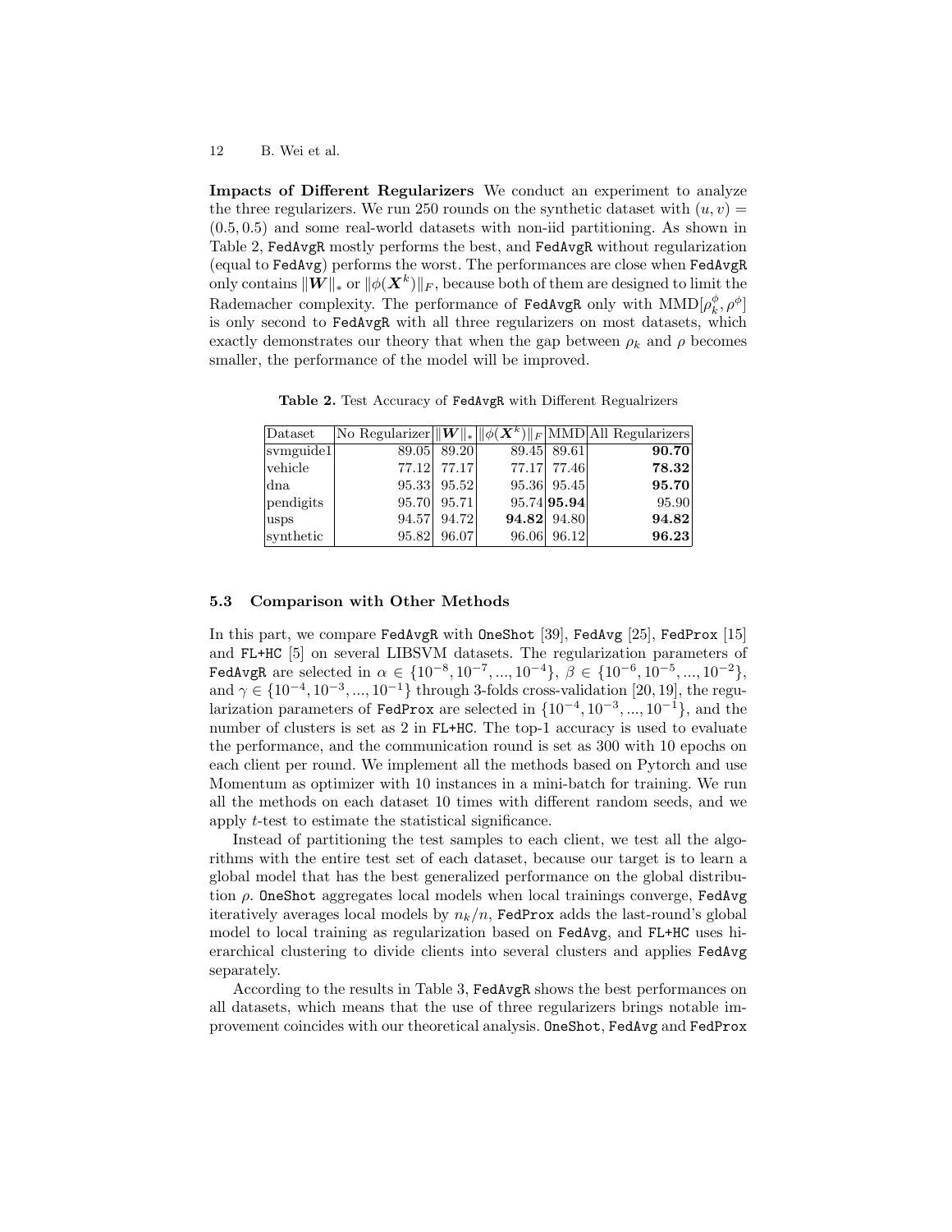**Impacts of Different Regularizers** We conduct an experiment to analyze the three regularizers. We run 250 rounds on the synthetic dataset with $(u, v) = (0.5, 0.5)$ and some real-world datasets with non-iid partitioning. As shown in Table 2, FedAvgR mostly performs the best, and FedAvgR without regularization (equal to FedAvg) performs the worst. The performances are close when FedAvgR only contains $\|\boldsymbol{W}\|_*$ or $\|\phi(\boldsymbol{X}^k)\|_F$, because both of them are designed to limit the Rademacher complexity. The performance of FedAvgR only with $\text{MMD}[\rho_k^\phi, \rho^\phi]$ is only second to FedAvgR with all three regularizers on most datasets, which exactly demonstrates our theory that when the gap between $\rho_k$ and $\rho$ becomes smaller, the performance of the model will be improved.

**Table 2.** Test Accuracy of FedAvgR with Different Regualrizers

| Dataset | No Regularizer | $\|\boldsymbol{W}\|_*$ | $\|\phi(\boldsymbol{X}^k)\|_F$ | MMD | All Regularizers |
|---|---|---|---|---|---|
| svmguide1 | 89.05 | 89.20 | 89.45 | 89.61 | **90.70** |
| vehicle | 77.12 | 77.17 | 77.17 | 77.46 | **78.32** |
| dna | 95.33 | 95.52 | 95.36 | 95.45 | **95.70** |
| pendigits | 95.70 | 95.71 | 95.74 | **95.94** | 95.90 |
| usps | 94.57 | 94.72 | **94.82** | 94.80 | **94.82** |
| synthetic | 95.82 | 96.07 | 96.06 | 96.12 | **96.23** |

### 5.3 Comparison with Other Methods

In this part, we compare FedAvgR with OneShot [39], FedAvg [25], FedProx [15] and FL+HC [5] on several LIBSVM datasets. The regularization parameters of FedAvgR are selected in $\alpha \in \{10^{-8}, 10^{-7}, ..., 10^{-4}\}$, $\beta \in \{10^{-6}, 10^{-5}, ..., 10^{-2}\}$, and $\gamma \in \{10^{-4}, 10^{-3}, ..., 10^{-1}\}$ through 3-folds cross-validation [20, 19], the regularization parameters of FedProx are selected in $\{10^{-4}, 10^{-3}, ..., 10^{-1}\}$, and the number of clusters is set as 2 in FL+HC. The top-1 accuracy is used to evaluate the performance, and the communication round is set as 300 with 10 epochs on each client per round. We implement all the methods based on Pytorch and use Momentum as optimizer with 10 instances in a mini-batch for training. We run all the methods on each dataset 10 times with different random seeds, and we apply $t$-test to estimate the statistical significance.

Instead of partitioning the test samples to each client, we test all the algorithms with the entire test set of each dataset, because our target is to learn a global model that has the best generalized performance on the global distribution $\rho$. OneShot aggregates local models when local trainings converge, FedAvg iteratively averages local models by $n_k/n$, FedProx adds the last-round's global model to local training as regularization based on FedAvg, and FL+HC uses hierarchical clustering to divide clients into several clusters and applies FedAvg separately.

According to the results in Table 3, FedAvgR shows the best performances on all datasets, which means that the use of three regularizers brings notable improvement coincides with our theoretical analysis. OneShot, FedAvg and FedProx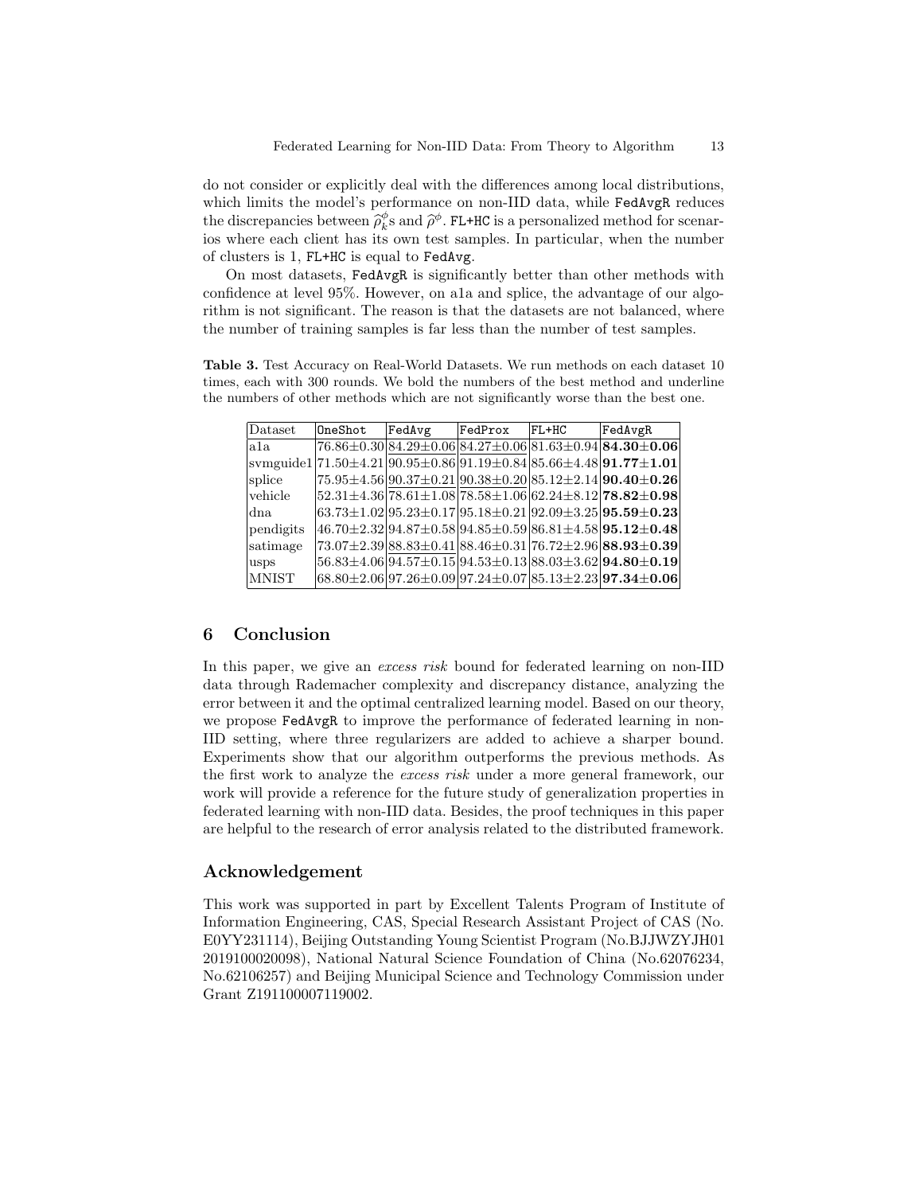do not consider or explicitly deal with the differences among local distributions, which limits the model's performance on non-IID data, while FedAvgR reduces the discrepancies between $\widehat{\rho}_k^{\phi}$s and $\widehat{\rho}^{\phi}$. FL+HC is a personalized method for scenarios where each client has its own test samples. In particular, when the number of clusters is 1, FL+HC is equal to FedAvg.

On most datasets, FedAvgR is significantly better than other methods with confidence at level 95%. However, on a1a and splice, the advantage of our algorithm is not significant. The reason is that the datasets are not balanced, where the number of training samples is far less than the number of test samples.

**Table 3.** Test Accuracy on Real-World Datasets. We run methods on each dataset 10 times, each with 300 rounds. We bold the numbers of the best method and underline the numbers of other methods which are not significantly worse than the best one.

| Dataset | OneShot | FedAvg | FedProx | FL+HC | FedAvgR |
|---|---|---|---|---|---|
| a1a | 76.86±0.30 | <u>84.29±0.06</u> | <u>84.27±0.06</u> | 81.63±0.94 | **84.30±0.06** |
| svmguide1 | 71.50±4.21 | <u>90.95±0.86</u> | <u>91.19±0.84</u> | 85.66±4.48 | **91.77±1.01** |
| splice | 75.95±4.56 | <u>90.37±0.21</u> | <u>90.38±0.20</u> | 85.12±2.14 | **90.40±0.26** |
| vehicle | 52.31±4.36 | <u>78.61±1.08</u> | <u>78.58±1.06</u> | 62.24±8.12 | **78.82±0.98** |
| dna | 63.73±1.02 | 95.23±0.17 | 95.18±0.21 | 92.09±3.25 | **95.59±0.23** |
| pendigits | 46.70±2.32 | 94.87±0.58 | 94.85±0.59 | 86.81±4.58 | **95.12±0.48** |
| satimage | 73.07±2.39 | <u>88.83±0.41</u> | 88.46±0.31 | 76.72±2.96 | **88.93±0.39** |
| usps | 56.83±4.06 | 94.57±0.15 | 94.53±0.13 | 88.03±3.62 | **94.80±0.19** |
| MNIST | 68.80±2.06 | 97.26±0.09 | 97.24±0.07 | 85.13±2.23 | **97.34±0.06** |

## 6 Conclusion

In this paper, we give an *excess risk* bound for federated learning on non-IID data through Rademacher complexity and discrepancy distance, analyzing the error between it and the optimal centralized learning model. Based on our theory, we propose FedAvgR to improve the performance of federated learning in non-IID setting, where three regularizers are added to achieve a sharper bound. Experiments show that our algorithm outperforms the previous methods. As the first work to analyze the *excess risk* under a more general framework, our work will provide a reference for the future study of generalization properties in federated learning with non-IID data. Besides, the proof techniques in this paper are helpful to the research of error analysis related to the distributed framework.

## Acknowledgement

This work was supported in part by Excellent Talents Program of Institute of Information Engineering, CAS, Special Research Assistant Project of CAS (No. E0YY231114), Beijing Outstanding Young Scientist Program (No.BJJWZYJH01 2019100020098), National Natural Science Foundation of China (No.62076234, No.62106257) and Beijing Municipal Science and Technology Commission under Grant Z191100007119002.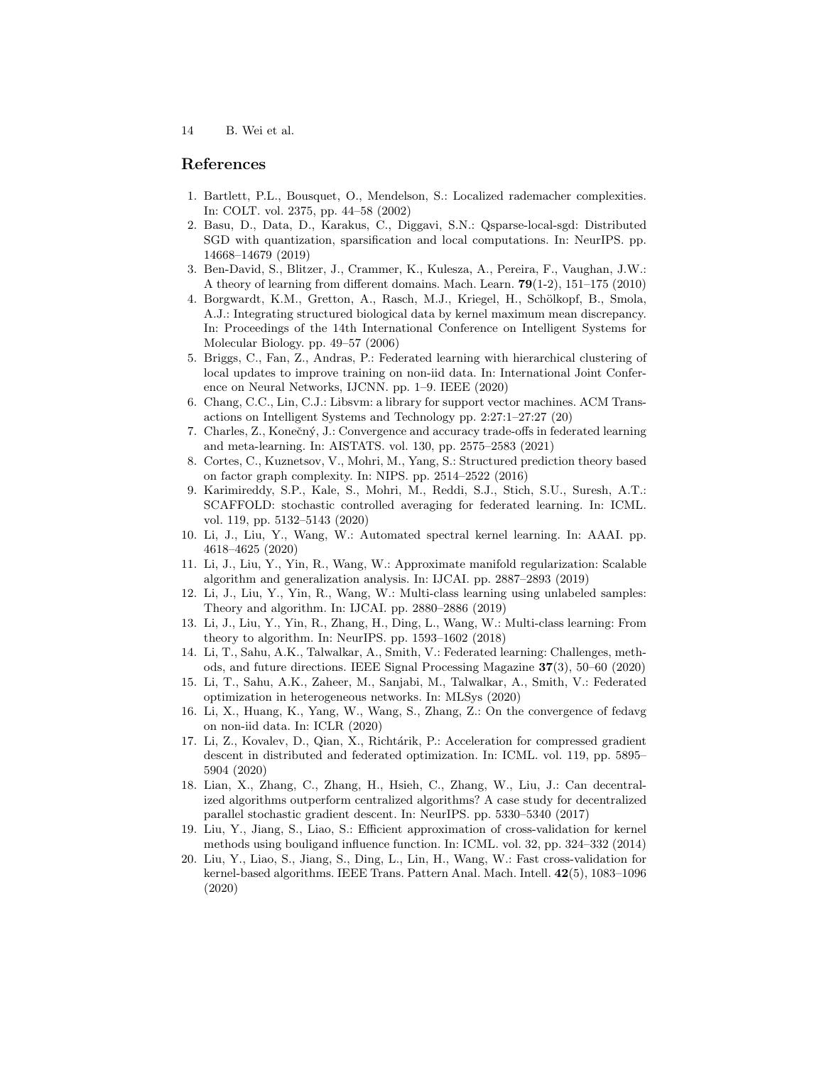## References

1. Bartlett, P.L., Bousquet, O., Mendelson, S.: Localized rademacher complexities. In: COLT. vol. 2375, pp. 44–58 (2002)
2. Basu, D., Data, D., Karakus, C., Diggavi, S.N.: Qsparse-local-sgd: Distributed SGD with quantization, sparsification and local computations. In: NeurIPS. pp. 14668–14679 (2019)
3. Ben-David, S., Blitzer, J., Crammer, K., Kulesza, A., Pereira, F., Vaughan, J.W.: A theory of learning from different domains. Mach. Learn. **79**(1-2), 151–175 (2010)
4. Borgwardt, K.M., Gretton, A., Rasch, M.J., Kriegel, H., Schölkopf, B., Smola, A.J.: Integrating structured biological data by kernel maximum mean discrepancy. In: Proceedings of the 14th International Conference on Intelligent Systems for Molecular Biology. pp. 49–57 (2006)
5. Briggs, C., Fan, Z., Andras, P.: Federated learning with hierarchical clustering of local updates to improve training on non-iid data. In: International Joint Conference on Neural Networks, IJCNN. pp. 1–9. IEEE (2020)
6. Chang, C.C., Lin, C.J.: Libsvm: a library for support vector machines. ACM Transactions on Intelligent Systems and Technology pp. 2:27:1–27:27 (20)
7. Charles, Z., Konečný, J.: Convergence and accuracy trade-offs in federated learning and meta-learning. In: AISTATS. vol. 130, pp. 2575–2583 (2021)
8. Cortes, C., Kuznetsov, V., Mohri, M., Yang, S.: Structured prediction theory based on factor graph complexity. In: NIPS. pp. 2514–2522 (2016)
9. Karimireddy, S.P., Kale, S., Mohri, M., Reddi, S.J., Stich, S.U., Suresh, A.T.: SCAFFOLD: stochastic controlled averaging for federated learning. In: ICML. vol. 119, pp. 5132–5143 (2020)
10. Li, J., Liu, Y., Wang, W.: Automated spectral kernel learning. In: AAAI. pp. 4618–4625 (2020)
11. Li, J., Liu, Y., Yin, R., Wang, W.: Approximate manifold regularization: Scalable algorithm and generalization analysis. In: IJCAI. pp. 2887–2893 (2019)
12. Li, J., Liu, Y., Yin, R., Wang, W.: Multi-class learning using unlabeled samples: Theory and algorithm. In: IJCAI. pp. 2880–2886 (2019)
13. Li, J., Liu, Y., Yin, R., Zhang, H., Ding, L., Wang, W.: Multi-class learning: From theory to algorithm. In: NeurIPS. pp. 1593–1602 (2018)
14. Li, T., Sahu, A.K., Talwalkar, A., Smith, V.: Federated learning: Challenges, methods, and future directions. IEEE Signal Processing Magazine **37**(3), 50–60 (2020)
15. Li, T., Sahu, A.K., Zaheer, M., Sanjabi, M., Talwalkar, A., Smith, V.: Federated optimization in heterogeneous networks. In: MLSys (2020)
16. Li, X., Huang, K., Yang, W., Wang, S., Zhang, Z.: On the convergence of fedavg on non-iid data. In: ICLR (2020)
17. Li, Z., Kovalev, D., Qian, X., Richtárik, P.: Acceleration for compressed gradient descent in distributed and federated optimization. In: ICML. vol. 119, pp. 5895–5904 (2020)
18. Lian, X., Zhang, C., Zhang, H., Hsieh, C., Zhang, W., Liu, J.: Can decentralized algorithms outperform centralized algorithms? A case study for decentralized parallel stochastic gradient descent. In: NeurIPS. pp. 5330–5340 (2017)
19. Liu, Y., Jiang, S., Liao, S.: Efficient approximation of cross-validation for kernel methods using bouligand influence function. In: ICML. vol. 32, pp. 324–332 (2014)
20. Liu, Y., Liao, S., Jiang, S., Ding, L., Lin, H., Wang, W.: Fast cross-validation for kernel-based algorithms. IEEE Trans. Pattern Anal. Mach. Intell. **42**(5), 1083–1096 (2020)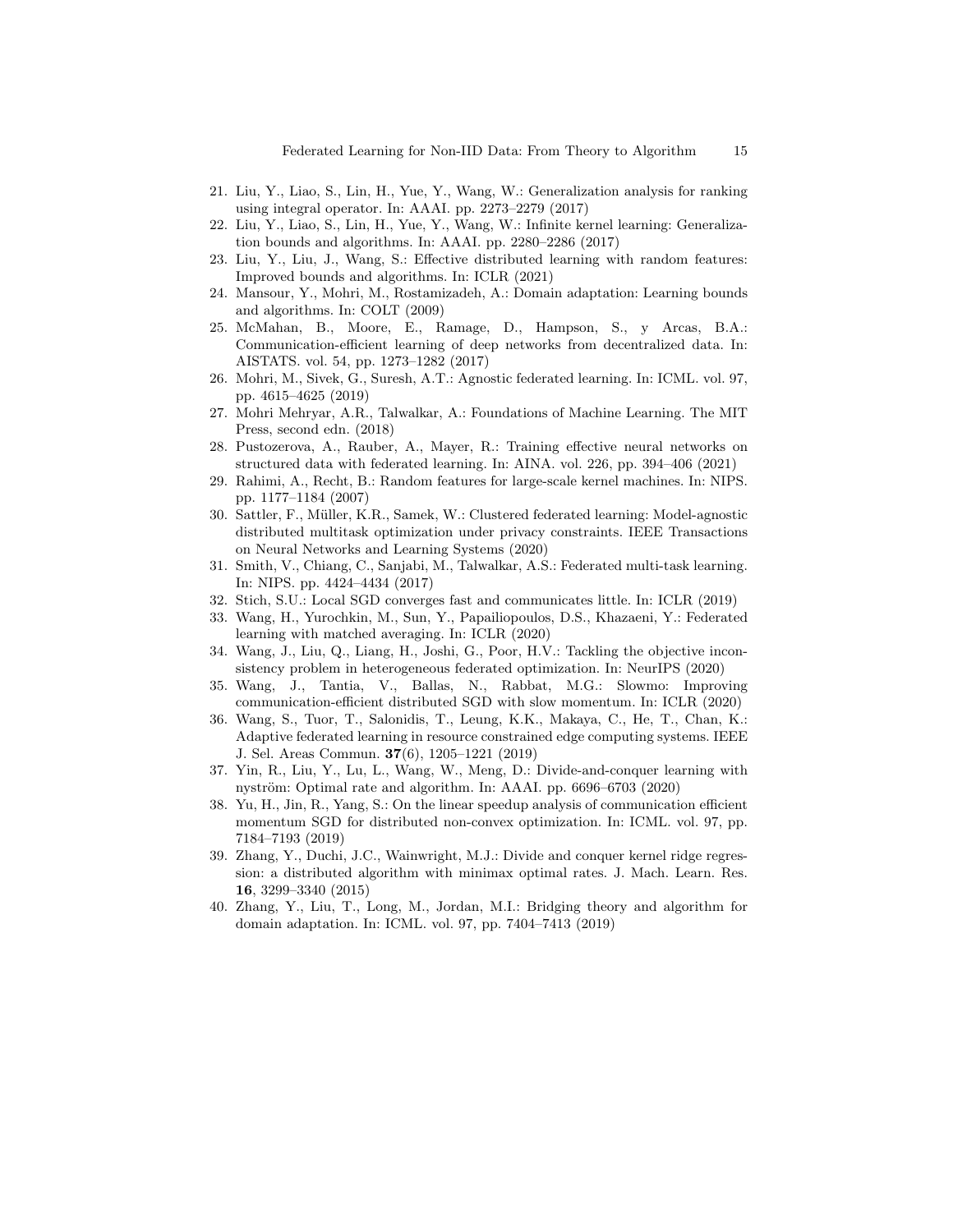21. Liu, Y., Liao, S., Lin, H., Yue, Y., Wang, W.: Generalization analysis for ranking using integral operator. In: AAAI. pp. 2273–2279 (2017)
22. Liu, Y., Liao, S., Lin, H., Yue, Y., Wang, W.: Infinite kernel learning: Generalization bounds and algorithms. In: AAAI. pp. 2280–2286 (2017)
23. Liu, Y., Liu, J., Wang, S.: Effective distributed learning with random features: Improved bounds and algorithms. In: ICLR (2021)
24. Mansour, Y., Mohri, M., Rostamizadeh, A.: Domain adaptation: Learning bounds and algorithms. In: COLT (2009)
25. McMahan, B., Moore, E., Ramage, D., Hampson, S., y Arcas, B.A.: Communication-efficient learning of deep networks from decentralized data. In: AISTATS. vol. 54, pp. 1273–1282 (2017)
26. Mohri, M., Sivek, G., Suresh, A.T.: Agnostic federated learning. In: ICML. vol. 97, pp. 4615–4625 (2019)
27. Mohri Mehryar, A.R., Talwalkar, A.: Foundations of Machine Learning. The MIT Press, second edn. (2018)
28. Pustozerova, A., Rauber, A., Mayer, R.: Training effective neural networks on structured data with federated learning. In: AINA. vol. 226, pp. 394–406 (2021)
29. Rahimi, A., Recht, B.: Random features for large-scale kernel machines. In: NIPS. pp. 1177–1184 (2007)
30. Sattler, F., Müller, K.R., Samek, W.: Clustered federated learning: Model-agnostic distributed multitask optimization under privacy constraints. IEEE Transactions on Neural Networks and Learning Systems (2020)
31. Smith, V., Chiang, C., Sanjabi, M., Talwalkar, A.S.: Federated multi-task learning. In: NIPS. pp. 4424–4434 (2017)
32. Stich, S.U.: Local SGD converges fast and communicates little. In: ICLR (2019)
33. Wang, H., Yurochkin, M., Sun, Y., Papailiopoulos, D.S., Khazaeni, Y.: Federated learning with matched averaging. In: ICLR (2020)
34. Wang, J., Liu, Q., Liang, H., Joshi, G., Poor, H.V.: Tackling the objective inconsistency problem in heterogeneous federated optimization. In: NeurIPS (2020)
35. Wang, J., Tantia, V., Ballas, N., Rabbat, M.G.: Slowmo: Improving communication-efficient distributed SGD with slow momentum. In: ICLR (2020)
36. Wang, S., Tuor, T., Salonidis, T., Leung, K.K., Makaya, C., He, T., Chan, K.: Adaptive federated learning in resource constrained edge computing systems. IEEE J. Sel. Areas Commun. **37**(6), 1205–1221 (2019)
37. Yin, R., Liu, Y., Lu, L., Wang, W., Meng, D.: Divide-and-conquer learning with nyström: Optimal rate and algorithm. In: AAAI. pp. 6696–6703 (2020)
38. Yu, H., Jin, R., Yang, S.: On the linear speedup analysis of communication efficient momentum SGD for distributed non-convex optimization. In: ICML. vol. 97, pp. 7184–7193 (2019)
39. Zhang, Y., Duchi, J.C., Wainwright, M.J.: Divide and conquer kernel ridge regression: a distributed algorithm with minimax optimal rates. J. Mach. Learn. Res. **16**, 3299–3340 (2015)
40. Zhang, Y., Liu, T., Long, M., Jordan, M.I.: Bridging theory and algorithm for domain adaptation. In: ICML. vol. 97, pp. 7404–7413 (2019)